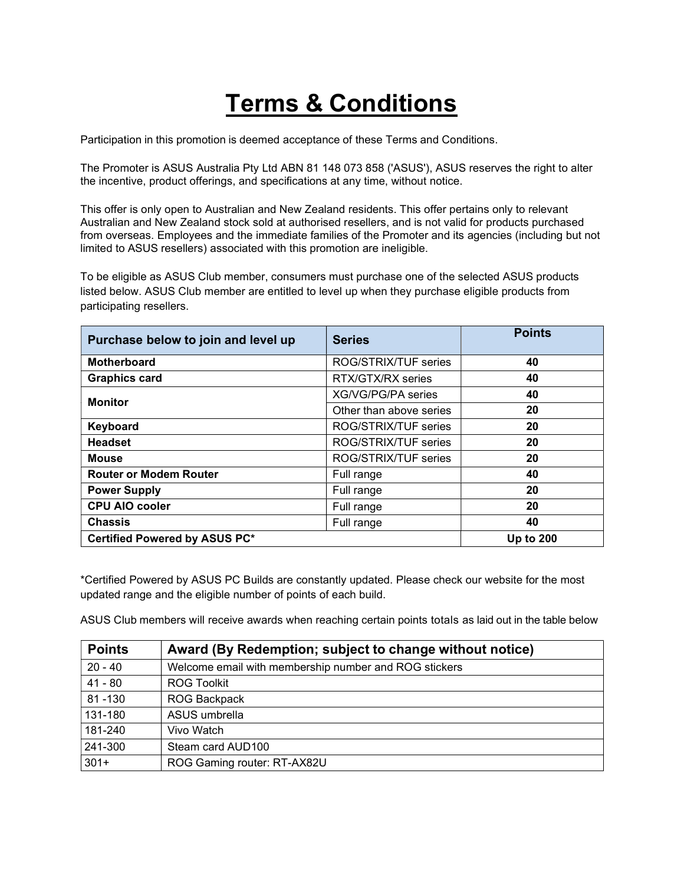# Terms & Conditions

Participation in this promotion is deemed acceptance of these Terms and Conditions.

The Promoter is ASUS Australia Pty Ltd ABN 81 148 073 858 ('ASUS'), ASUS reserves the right to alter the incentive, product offerings, and specifications at any time, without notice.

This offer is only open to Australian and New Zealand residents. This offer pertains only to relevant Australian and New Zealand stock sold at authorised resellers, and is not valid for products purchased from overseas. Employees and the immediate families of the Promoter and its agencies (including but not limited to ASUS resellers) associated with this promotion are ineligible.

To be eligible as ASUS Club member, consumers must purchase one of the selected ASUS products listed below. ASUS Club member are entitled to level up when they purchase eligible products from participating resellers.

| Purchase below to join and level up | Series | Points |
| --- | --- | --- |
| **Motherboard** | ROG/STRIX/TUF series | **40** |
| **Graphics card** | RTX/GTX/RX series | **40** |
| **Monitor** | XG/VG/PG/PA series | **40** |
| | Other than above series | **20** |
| **Keyboard** | ROG/STRIX/TUF series | **20** |
| **Headset** | ROG/STRIX/TUF series | **20** |
| **Mouse** | ROG/STRIX/TUF series | **20** |
| **Router or Modem Router** | Full range | **40** |
| **Power Supply** | Full range | **20** |
| **CPU AIO cooler** | Full range | **20** |
| **Chassis** | Full range | **40** |
| **Certified Powered by ASUS PC*** | | **Up to 200** |

*Certified Powered by ASUS PC Builds are constantly updated. Please check our website for the most updated range and the eligible number of points of each build.

ASUS Club members will receive awards when reaching certain points totals as laid out in the table below

| Points | Award (By Redemption; subject to change without notice) |
| --- | --- |
| 20 - 40 | Welcome email with membership number and ROG stickers |
| 41 - 80 | ROG Toolkit |
| 81 -130 | ROG Backpack |
| 131-180 | ASUS umbrella |
| 181-240 | Vivo Watch |
| 241-300 | Steam card AUD100 |
| 301+ | ROG Gaming router: RT-AX82U |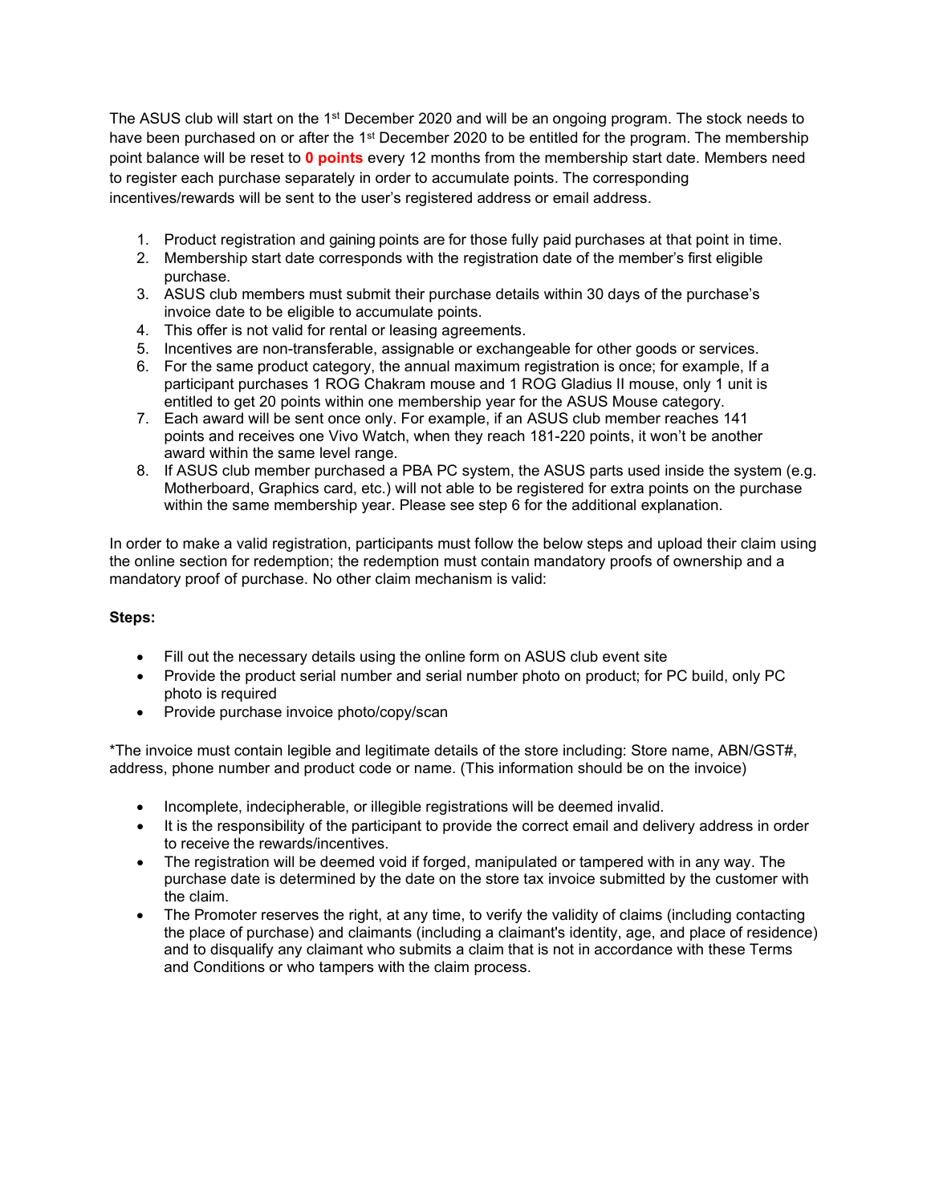The ASUS club will start on the 1st December 2020 and will be an ongoing program. The stock needs to have been purchased on or after the 1st December 2020 to be entitled for the program. The membership point balance will be reset to **0 points** every 12 months from the membership start date. Members need to register each purchase separately in order to accumulate points. The corresponding incentives/rewards will be sent to the user's registered address or email address.

1. Product registration and gaining points are for those fully paid purchases at that point in time.
2. Membership start date corresponds with the registration date of the member's first eligible purchase.
3. ASUS club members must submit their purchase details within 30 days of the purchase's invoice date to be eligible to accumulate points.
4. This offer is not valid for rental or leasing agreements.
5. Incentives are non-transferable, assignable or exchangeable for other goods or services.
6. For the same product category, the annual maximum registration is once; for example, If a participant purchases 1 ROG Chakram mouse and 1 ROG Gladius II mouse, only 1 unit is entitled to get 20 points within one membership year for the ASUS Mouse category.
7. Each award will be sent once only. For example, if an ASUS club member reaches 141 points and receives one Vivo Watch, when they reach 181-220 points, it won't be another award within the same level range.
8. If ASUS club member purchased a PBA PC system, the ASUS parts used inside the system (e.g. Motherboard, Graphics card, etc.) will not able to be registered for extra points on the purchase within the same membership year. Please see step 6 for the additional explanation.

In order to make a valid registration, participants must follow the below steps and upload their claim using the online section for redemption; the redemption must contain mandatory proofs of ownership and a mandatory proof of purchase. No other claim mechanism is valid:

**Steps:**

- Fill out the necessary details using the online form on ASUS club event site
- Provide the product serial number and serial number photo on product; for PC build, only PC photo is required
- Provide purchase invoice photo/copy/scan

*The invoice must contain legible and legitimate details of the store including: Store name, ABN/GST#, address, phone number and product code or name. (This information should be on the invoice)

- Incomplete, indecipherable, or illegible registrations will be deemed invalid.
- It is the responsibility of the participant to provide the correct email and delivery address in order to receive the rewards/incentives.
- The registration will be deemed void if forged, manipulated or tampered with in any way. The purchase date is determined by the date on the store tax invoice submitted by the customer with the claim.
- The Promoter reserves the right, at any time, to verify the validity of claims (including contacting the place of purchase) and claimants (including a claimant's identity, age, and place of residence) and to disqualify any claimant who submits a claim that is not in accordance with these Terms and Conditions or who tampers with the claim process.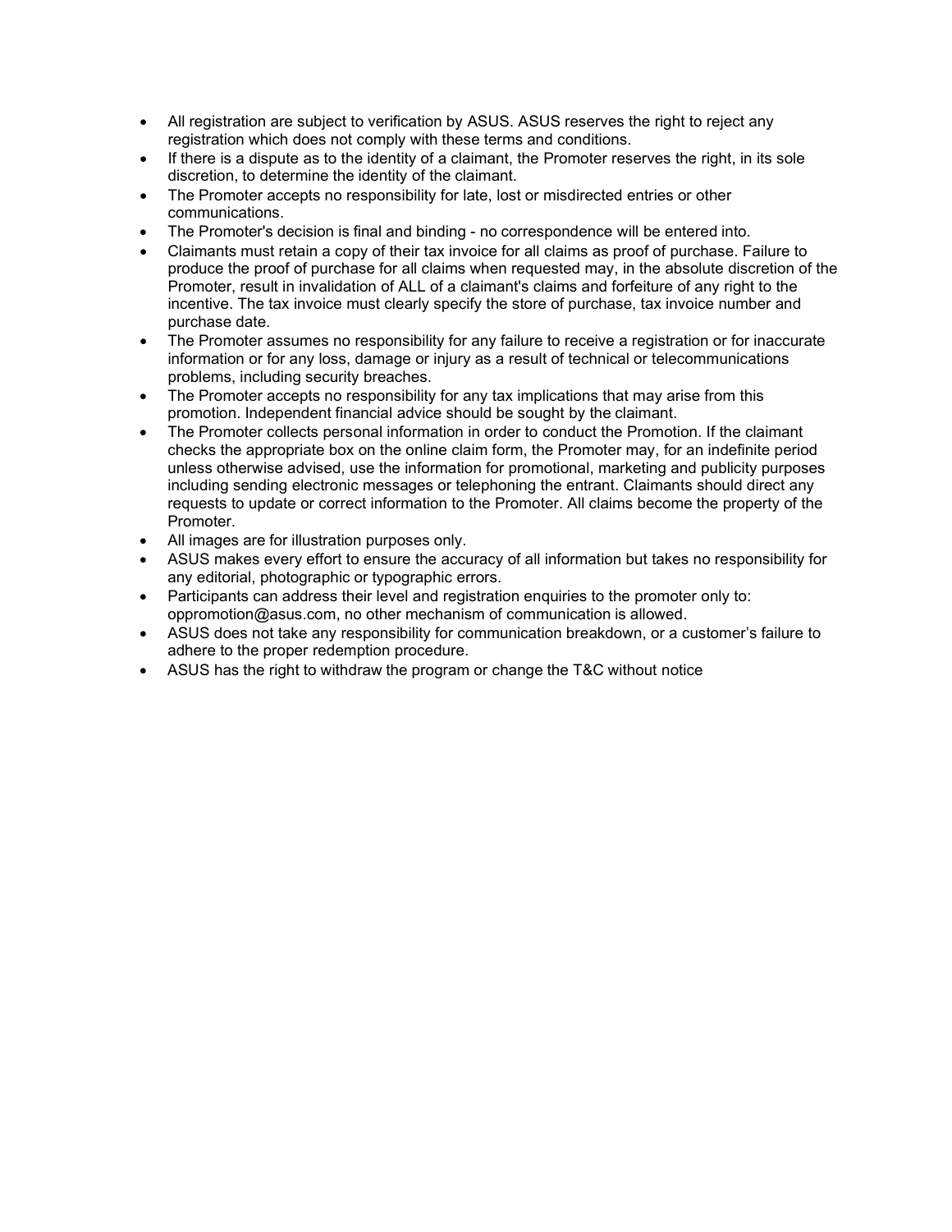- All registration are subject to verification by ASUS. ASUS reserves the right to reject any registration which does not comply with these terms and conditions.
- If there is a dispute as to the identity of a claimant, the Promoter reserves the right, in its sole discretion, to determine the identity of the claimant.
- The Promoter accepts no responsibility for late, lost or misdirected entries or other communications.
- The Promoter's decision is final and binding - no correspondence will be entered into.
- Claimants must retain a copy of their tax invoice for all claims as proof of purchase. Failure to produce the proof of purchase for all claims when requested may, in the absolute discretion of the Promoter, result in invalidation of ALL of a claimant's claims and forfeiture of any right to the incentive. The tax invoice must clearly specify the store of purchase, tax invoice number and purchase date.
- The Promoter assumes no responsibility for any failure to receive a registration or for inaccurate information or for any loss, damage or injury as a result of technical or telecommunications problems, including security breaches.
- The Promoter accepts no responsibility for any tax implications that may arise from this promotion. Independent financial advice should be sought by the claimant.
- The Promoter collects personal information in order to conduct the Promotion. If the claimant checks the appropriate box on the online claim form, the Promoter may, for an indefinite period unless otherwise advised, use the information for promotional, marketing and publicity purposes including sending electronic messages or telephoning the entrant. Claimants should direct any requests to update or correct information to the Promoter. All claims become the property of the Promoter.
- All images are for illustration purposes only.
- ASUS makes every effort to ensure the accuracy of all information but takes no responsibility for any editorial, photographic or typographic errors.
- Participants can address their level and registration enquiries to the promoter only to: oppromotion@asus.com, no other mechanism of communication is allowed.
- ASUS does not take any responsibility for communication breakdown, or a customer's failure to adhere to the proper redemption procedure.
- ASUS has the right to withdraw the program or change the T&C without notice